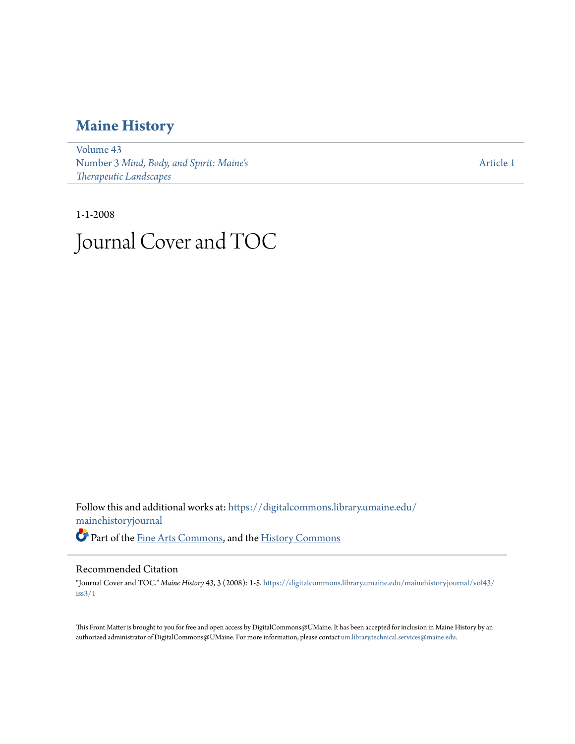# Maine History

Volume 43
Number 3 *Mind, Body, and Spirit: Maine's Therapeutic Landscapes*

Article 1

1-1-2008

# Journal Cover and TOC

Follow this and additional works at: https://digitalcommons.library.umaine.edu/mainehistoryjournal

Part of the Fine Arts Commons, and the History Commons

## Recommended Citation

"Journal Cover and TOC." *Maine History* 43, 3 (2008): 1-5. https://digitalcommons.library.umaine.edu/mainehistoryjournal/vol43/iss3/1

This Front Matter is brought to you for free and open access by DigitalCommons@UMaine. It has been accepted for inclusion in Maine History by an authorized administrator of DigitalCommons@UMaine. For more information, please contact um.library.technical.services@maine.edu.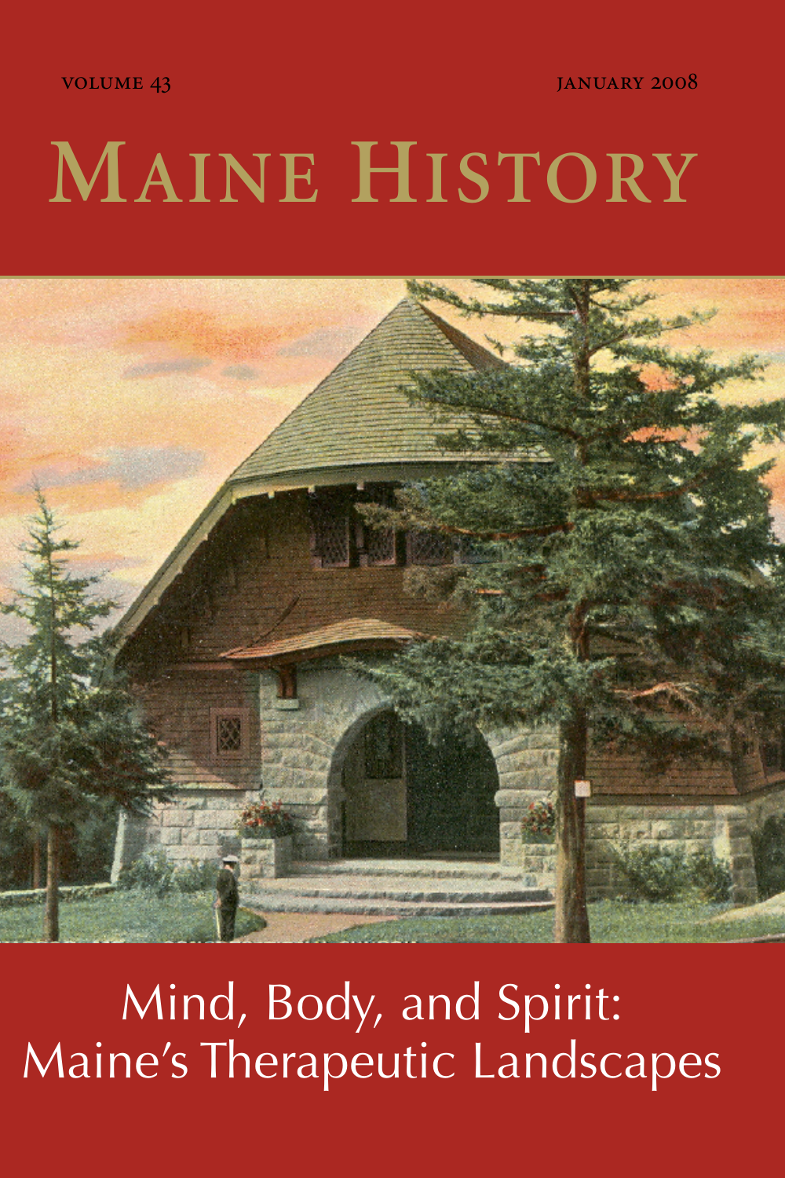VOLUME 43

JANUARY 2008

# MAINE HISTORY

Mind, Body, and Spirit: Maine's Therapeutic Landscapes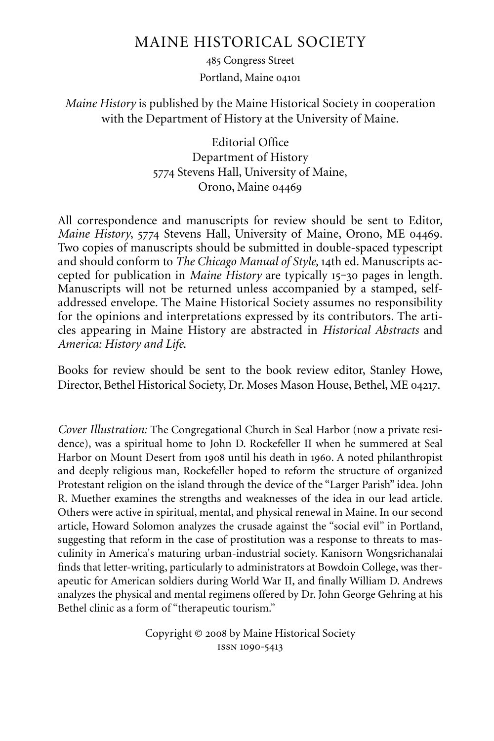# MAINE HISTORICAL SOCIETY

485 Congress Street
Portland, Maine 04101

*Maine History* is published by the Maine Historical Society in cooperation with the Department of History at the University of Maine.

Editorial Office
Department of History
5774 Stevens Hall, University of Maine,
Orono, Maine 04469

All correspondence and manuscripts for review should be sent to Editor, *Maine History*, 5774 Stevens Hall, University of Maine, Orono, ME 04469. Two copies of manuscripts should be submitted in double-spaced typescript and should conform to *The Chicago Manual of Style*, 14th ed. Manuscripts accepted for publication in *Maine History* are typically 15–30 pages in length. Manuscripts will not be returned unless accompanied by a stamped, self-addressed envelope. The Maine Historical Society assumes no responsibility for the opinions and interpretations expressed by its contributors. The articles appearing in Maine History are abstracted in *Historical Abstracts* and *America: History and Life*.

Books for review should be sent to the book review editor, Stanley Howe, Director, Bethel Historical Society, Dr. Moses Mason House, Bethel, ME 04217.

*Cover Illustration:* The Congregational Church in Seal Harbor (now a private residence), was a spiritual home to John D. Rockefeller II when he summered at Seal Harbor on Mount Desert from 1908 until his death in 1960. A noted philanthropist and deeply religious man, Rockefeller hoped to reform the structure of organized Protestant religion on the island through the device of the "Larger Parish" idea. John R. Muether examines the strengths and weaknesses of the idea in our lead article. Others were active in spiritual, mental, and physical renewal in Maine. In our second article, Howard Solomon analyzes the crusade against the "social evil" in Portland, suggesting that reform in the case of prostitution was a response to threats to masculinity in America's maturing urban-industrial society. Kanisorn Wongsrichanalai finds that letter-writing, particularly to administrators at Bowdoin College, was therapeutic for American soldiers during World War II, and finally William D. Andrews analyzes the physical and mental regimens offered by Dr. John George Gehring at his Bethel clinic as a form of "therapeutic tourism."

Copyright © 2008 by Maine Historical Society
ISSN 1090-5413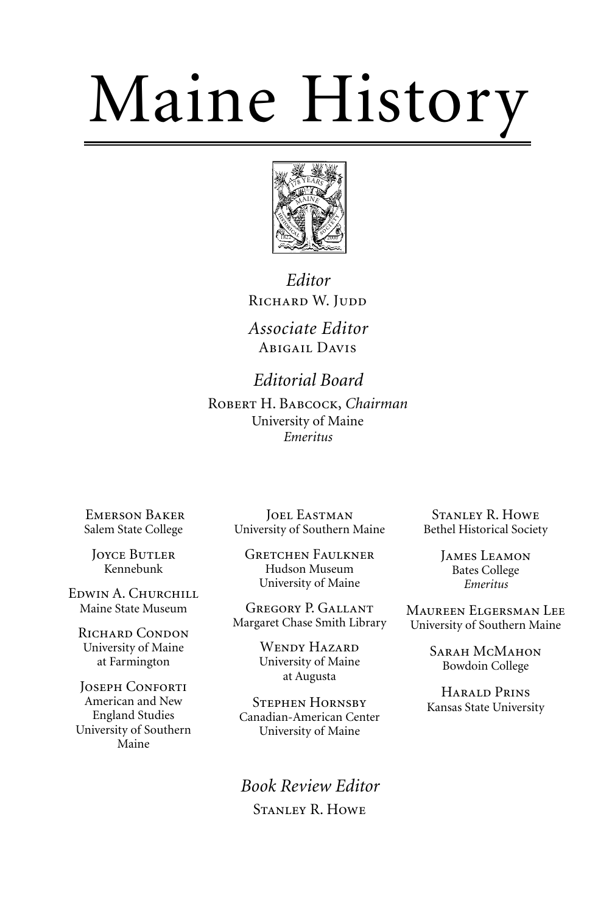# Maine History

*Editor*
Richard W. Judd

*Associate Editor*
Abigail Davis

*Editorial Board*
Robert H. Babcock, *Chairman*
University of Maine
*Emeritus*

Emerson Baker
Salem State College

Joyce Butler
Kennebunk

Edwin A. Churchill
Maine State Museum

Richard Condon
University of Maine
at Farmington

Joseph Conforti
American and New
England Studies
University of Southern
Maine

Joel Eastman
University of Southern Maine

Gretchen Faulkner
Hudson Museum
University of Maine

Gregory P. Gallant
Margaret Chase Smith Library

Wendy Hazard
University of Maine
at Augusta

Stephen Hornsby
Canadian-American Center
University of Maine

Stanley R. Howe
Bethel Historical Society

James Leamon
Bates College
*Emeritus*

Maureen Elgersman Lee
University of Southern Maine

Sarah McMahon
Bowdoin College

Harald Prins
Kansas State University

*Book Review Editor*
Stanley R. Howe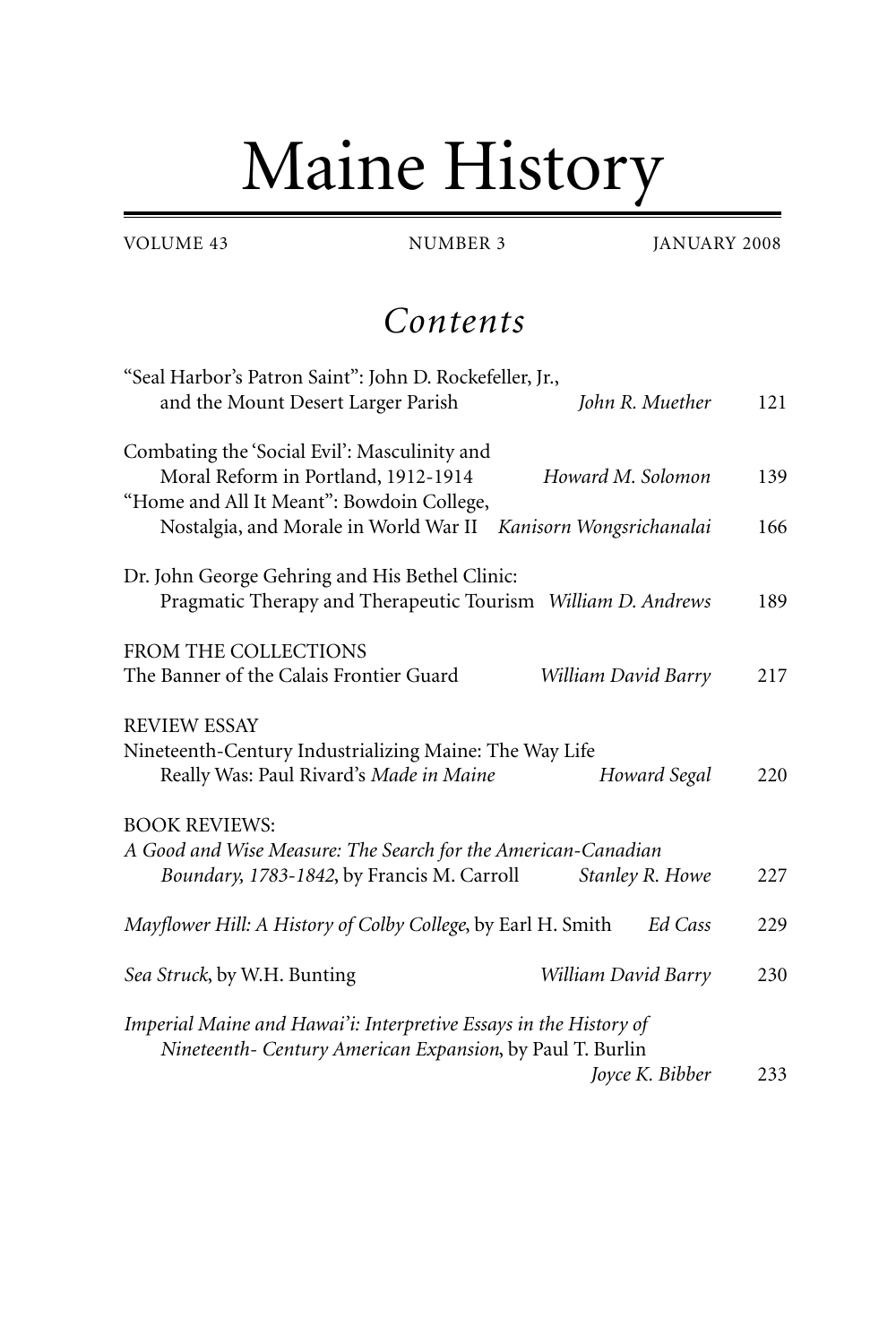# Maine History

VOLUME 43 NUMBER 3 JANUARY 2008

## *Contents*

"Seal Harbor's Patron Saint": John D. Rockefeller, Jr., and the Mount Desert Larger Parish — *John R. Muether* — 121

Combating the 'Social Evil': Masculinity and Moral Reform in Portland, 1912-1914 — *Howard M. Solomon* — 139

"Home and All It Meant": Bowdoin College, Nostalgia, and Morale in World War II — *Kanisorn Wongsrichanalai* — 166

Dr. John George Gehring and His Bethel Clinic: Pragmatic Therapy and Therapeutic Tourism — *William D. Andrews* — 189

FROM THE COLLECTIONS

The Banner of the Calais Frontier Guard — *William David Barry* — 217

REVIEW ESSAY

Nineteenth-Century Industrializing Maine: The Way Life Really Was: Paul Rivard's *Made in Maine* — *Howard Segal* — 220

BOOK REVIEWS:

*A Good and Wise Measure: The Search for the American-Canadian Boundary, 1783-1842*, by Francis M. Carroll — *Stanley R. Howe* — 227

*Mayflower Hill: A History of Colby College*, by Earl H. Smith — *Ed Cass* — 229

*Sea Struck*, by W.H. Bunting — *William David Barry* — 230

*Imperial Maine and Hawai'i: Interpretive Essays in the History of Nineteenth- Century American Expansion*, by Paul T. Burlin — *Joyce K. Bibber* — 233